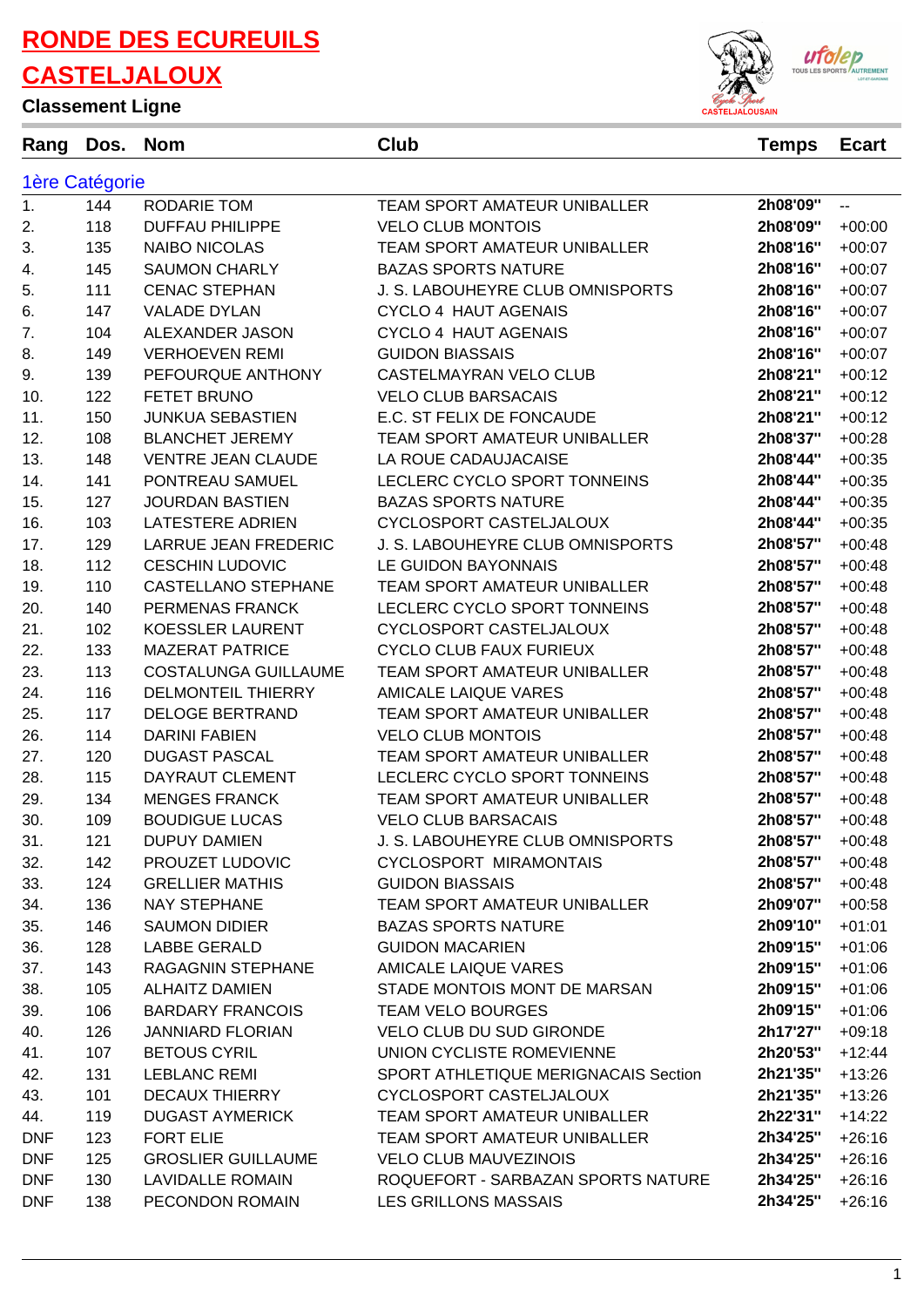# RONDE DES ECUREUILS

# CASTELJALOUX

**Classement Ligne**

| Rang | Dos. | Nom | Club | Temps | Ecart |
|---|---|---|---|---|---|
| **1ère Catégorie** | | | | | |
| 1. | 144 | RODARIE TOM | TEAM SPORT AMATEUR UNIBALLER | 2h08'09" | -- |
| 2. | 118 | DUFFAU PHILIPPE | VELO CLUB MONTOIS | 2h08'09" | +00:00 |
| 3. | 135 | NAIBO NICOLAS | TEAM SPORT AMATEUR UNIBALLER | 2h08'16" | +00:07 |
| 4. | 145 | SAUMON CHARLY | BAZAS SPORTS NATURE | 2h08'16" | +00:07 |
| 5. | 111 | CENAC STEPHAN | J. S. LABOUHEYRE CLUB OMNISPORTS | 2h08'16" | +00:07 |
| 6. | 147 | VALADE DYLAN | CYCLO 4 HAUT AGENAIS | 2h08'16" | +00:07 |
| 7. | 104 | ALEXANDER JASON | CYCLO 4 HAUT AGENAIS | 2h08'16" | +00:07 |
| 8. | 149 | VERHOEVEN REMI | GUIDON BIASSAIS | 2h08'16" | +00:07 |
| 9. | 139 | PEFOURQUE ANTHONY | CASTELMAYRAN VELO CLUB | 2h08'21" | +00:12 |
| 10. | 122 | FETET BRUNO | VELO CLUB BARSACAIS | 2h08'21" | +00:12 |
| 11. | 150 | JUNKUA SEBASTIEN | E.C. ST FELIX DE FONCAUDE | 2h08'21" | +00:12 |
| 12. | 108 | BLANCHET JEREMY | TEAM SPORT AMATEUR UNIBALLER | 2h08'37" | +00:28 |
| 13. | 148 | VENTRE JEAN CLAUDE | LA ROUE CADAUJACAISE | 2h08'44" | +00:35 |
| 14. | 141 | PONTREAU SAMUEL | LECLERC CYCLO SPORT TONNEINS | 2h08'44" | +00:35 |
| 15. | 127 | JOURDAN BASTIEN | BAZAS SPORTS NATURE | 2h08'44" | +00:35 |
| 16. | 103 | LATESTERE ADRIEN | CYCLOSPORT CASTELJALOUX | 2h08'44" | +00:35 |
| 17. | 129 | LARRUE JEAN FREDERIC | J. S. LABOUHEYRE CLUB OMNISPORTS | 2h08'57" | +00:48 |
| 18. | 112 | CESCHIN LUDOVIC | LE GUIDON BAYONNAIS | 2h08'57" | +00:48 |
| 19. | 110 | CASTELLANO STEPHANE | TEAM SPORT AMATEUR UNIBALLER | 2h08'57" | +00:48 |
| 20. | 140 | PERMENAS FRANCK | LECLERC CYCLO SPORT TONNEINS | 2h08'57" | +00:48 |
| 21. | 102 | KOESSLER LAURENT | CYCLOSPORT CASTELJALOUX | 2h08'57" | +00:48 |
| 22. | 133 | MAZERAT PATRICE | CYCLO CLUB FAUX FURIEUX | 2h08'57" | +00:48 |
| 23. | 113 | COSTALUNGA GUILLAUME | TEAM SPORT AMATEUR UNIBALLER | 2h08'57" | +00:48 |
| 24. | 116 | DELMONTEIL THIERRY | AMICALE LAIQUE VARES | 2h08'57" | +00:48 |
| 25. | 117 | DELOGE BERTRAND | TEAM SPORT AMATEUR UNIBALLER | 2h08'57" | +00:48 |
| 26. | 114 | DARINI FABIEN | VELO CLUB MONTOIS | 2h08'57" | +00:48 |
| 27. | 120 | DUGAST PASCAL | TEAM SPORT AMATEUR UNIBALLER | 2h08'57" | +00:48 |
| 28. | 115 | DAYRAUT CLEMENT | LECLERC CYCLO SPORT TONNEINS | 2h08'57" | +00:48 |
| 29. | 134 | MENGES FRANCK | TEAM SPORT AMATEUR UNIBALLER | 2h08'57" | +00:48 |
| 30. | 109 | BOUDIGUE LUCAS | VELO CLUB BARSACAIS | 2h08'57" | +00:48 |
| 31. | 121 | DUPUY DAMIEN | J. S. LABOUHEYRE CLUB OMNISPORTS | 2h08'57" | +00:48 |
| 32. | 142 | PROUZET LUDOVIC | CYCLOSPORT MIRAMONTAIS | 2h08'57" | +00:48 |
| 33. | 124 | GRELLIER MATHIS | GUIDON BIASSAIS | 2h08'57" | +00:48 |
| 34. | 136 | NAY STEPHANE | TEAM SPORT AMATEUR UNIBALLER | 2h09'07" | +00:58 |
| 35. | 146 | SAUMON DIDIER | BAZAS SPORTS NATURE | 2h09'10" | +01:01 |
| 36. | 128 | LABBE GERALD | GUIDON MACARIEN | 2h09'15" | +01:06 |
| 37. | 143 | RAGAGNIN STEPHANE | AMICALE LAIQUE VARES | 2h09'15" | +01:06 |
| 38. | 105 | ALHAITZ DAMIEN | STADE MONTOIS MONT DE MARSAN | 2h09'15" | +01:06 |
| 39. | 106 | BARDARY FRANCOIS | TEAM VELO BOURGES | 2h09'15" | +01:06 |
| 40. | 126 | JANNIARD FLORIAN | VELO CLUB DU SUD GIRONDE | 2h17'27" | +09:18 |
| 41. | 107 | BETOUS CYRIL | UNION CYCLISTE ROMEVIENNE | 2h20'53" | +12:44 |
| 42. | 131 | LEBLANC REMI | SPORT ATHLETIQUE MERIGNACAIS Section | 2h21'35" | +13:26 |
| 43. | 101 | DECAUX THIERRY | CYCLOSPORT CASTELJALOUX | 2h21'35" | +13:26 |
| 44. | 119 | DUGAST AYMERICK | TEAM SPORT AMATEUR UNIBALLER | 2h22'31" | +14:22 |
| DNF | 123 | FORT ELIE | TEAM SPORT AMATEUR UNIBALLER | 2h34'25" | +26:16 |
| DNF | 125 | GROSLIER GUILLAUME | VELO CLUB MAUVEZINOIS | 2h34'25" | +26:16 |
| DNF | 130 | LAVIDALLE ROMAIN | ROQUEFORT - SARBAZAN SPORTS NATURE | 2h34'25" | +26:16 |
| DNF | 138 | PECONDON ROMAIN | LES GRILLONS MASSAIS | 2h34'25" | +26:16 |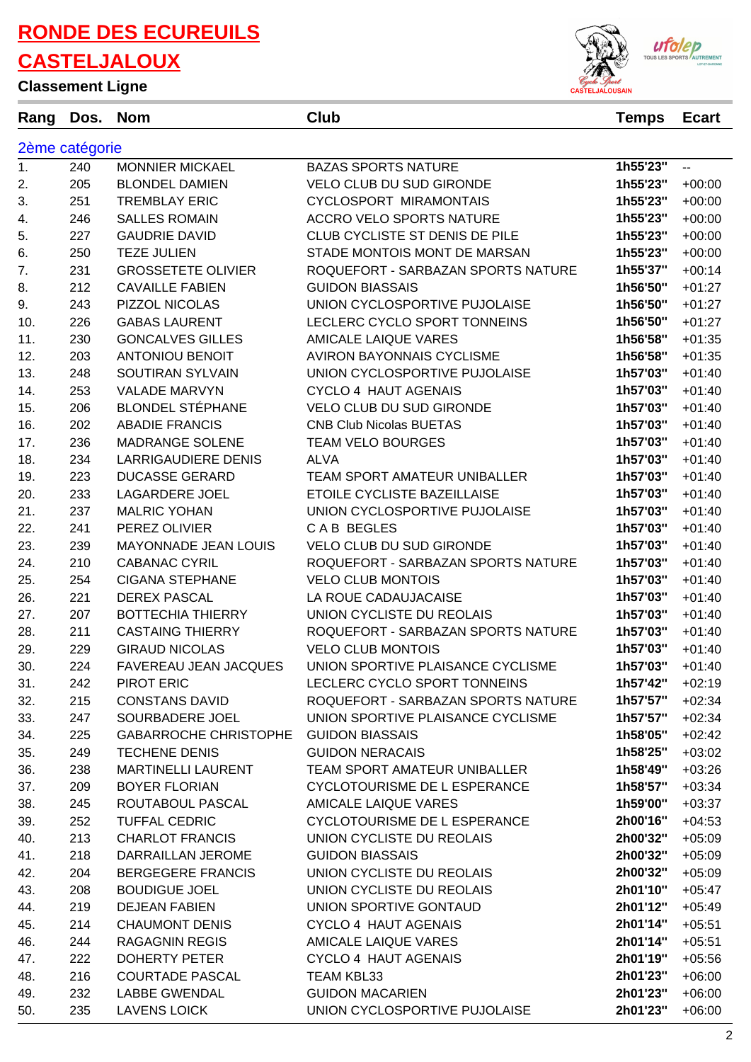# RONDE DES ECUREUILS

# CASTELJALOUX

### Classement Ligne

| Rang | Dos. | Nom | Club | Temps | Ecart |
|---|---|---|---|---|---|
| **2ème catégorie** | | | | | |
| 1. | 240 | MONNIER MICKAEL | BAZAS SPORTS NATURE | 1h55'23" | -- |
| 2. | 205 | BLONDEL DAMIEN | VELO CLUB DU SUD GIRONDE | 1h55'23" | +00:00 |
| 3. | 251 | TREMBLAY ERIC | CYCLOSPORT MIRAMONTAIS | 1h55'23" | +00:00 |
| 4. | 246 | SALLES ROMAIN | ACCRO VELO SPORTS NATURE | 1h55'23" | +00:00 |
| 5. | 227 | GAUDRIE DAVID | CLUB CYCLISTE ST DENIS DE PILE | 1h55'23" | +00:00 |
| 6. | 250 | TEZE JULIEN | STADE MONTOIS MONT DE MARSAN | 1h55'23" | +00:00 |
| 7. | 231 | GROSSETETE OLIVIER | ROQUEFORT - SARBAZAN SPORTS NATURE | 1h55'37" | +00:14 |
| 8. | 212 | CAVAILLE FABIEN | GUIDON BIASSAIS | 1h56'50" | +01:27 |
| 9. | 243 | PIZZOL NICOLAS | UNION CYCLOSPORTIVE PUJOLAISE | 1h56'50" | +01:27 |
| 10. | 226 | GABAS LAURENT | LECLERC CYCLO SPORT TONNEINS | 1h56'50" | +01:27 |
| 11. | 230 | GONCALVES GILLES | AMICALE LAIQUE VARES | 1h56'58" | +01:35 |
| 12. | 203 | ANTONIOU BENOIT | AVIRON BAYONNAIS CYCLISME | 1h56'58" | +01:35 |
| 13. | 248 | SOUTIRAN SYLVAIN | UNION CYCLOSPORTIVE PUJOLAISE | 1h57'03" | +01:40 |
| 14. | 253 | VALADE MARVYN | CYCLO 4 HAUT AGENAIS | 1h57'03" | +01:40 |
| 15. | 206 | BLONDEL STÉPHANE | VELO CLUB DU SUD GIRONDE | 1h57'03" | +01:40 |
| 16. | 202 | ABADIE FRANCIS | CNB Club Nicolas BUETAS | 1h57'03" | +01:40 |
| 17. | 236 | MADRANGE SOLENE | TEAM VELO BOURGES | 1h57'03" | +01:40 |
| 18. | 234 | LARRIGAUDIERE DENIS | ALVA | 1h57'03" | +01:40 |
| 19. | 223 | DUCASSE GERARD | TEAM SPORT AMATEUR UNIBALLER | 1h57'03" | +01:40 |
| 20. | 233 | LAGARDERE JOEL | ETOILE CYCLISTE BAZEILLAISE | 1h57'03" | +01:40 |
| 21. | 237 | MALRIC YOHAN | UNION CYCLOSPORTIVE PUJOLAISE | 1h57'03" | +01:40 |
| 22. | 241 | PEREZ OLIVIER | C A B BEGLES | 1h57'03" | +01:40 |
| 23. | 239 | MAYONNADE JEAN LOUIS | VELO CLUB DU SUD GIRONDE | 1h57'03" | +01:40 |
| 24. | 210 | CABANAC CYRIL | ROQUEFORT - SARBAZAN SPORTS NATURE | 1h57'03" | +01:40 |
| 25. | 254 | CIGANA STEPHANE | VELO CLUB MONTOIS | 1h57'03" | +01:40 |
| 26. | 221 | DEREX PASCAL | LA ROUE CADAUJACAISE | 1h57'03" | +01:40 |
| 27. | 207 | BOTTECHIA THIERRY | UNION CYCLISTE DU REOLAIS | 1h57'03" | +01:40 |
| 28. | 211 | CASTAING THIERRY | ROQUEFORT - SARBAZAN SPORTS NATURE | 1h57'03" | +01:40 |
| 29. | 229 | GIRAUD NICOLAS | VELO CLUB MONTOIS | 1h57'03" | +01:40 |
| 30. | 224 | FAVEREAU JEAN JACQUES | UNION SPORTIVE PLAISANCE CYCLISME | 1h57'03" | +01:40 |
| 31. | 242 | PIROT ERIC | LECLERC CYCLO SPORT TONNEINS | 1h57'42" | +02:19 |
| 32. | 215 | CONSTANS DAVID | ROQUEFORT - SARBAZAN SPORTS NATURE | 1h57'57" | +02:34 |
| 33. | 247 | SOURBADERE JOEL | UNION SPORTIVE PLAISANCE CYCLISME | 1h57'57" | +02:34 |
| 34. | 225 | GABARROCHE CHRISTOPHE | GUIDON BIASSAIS | 1h58'05" | +02:42 |
| 35. | 249 | TECHENE DENIS | GUIDON NERACAIS | 1h58'25" | +03:02 |
| 36. | 238 | MARTINELLI LAURENT | TEAM SPORT AMATEUR UNIBALLER | 1h58'49" | +03:26 |
| 37. | 209 | BOYER FLORIAN | CYCLOTOURISME DE L ESPERANCE | 1h58'57" | +03:34 |
| 38. | 245 | ROUTABOUL PASCAL | AMICALE LAIQUE VARES | 1h59'00" | +03:37 |
| 39. | 252 | TUFFAL CEDRIC | CYCLOTOURISME DE L ESPERANCE | 2h00'16" | +04:53 |
| 40. | 213 | CHARLOT FRANCIS | UNION CYCLISTE DU REOLAIS | 2h00'32" | +05:09 |
| 41. | 218 | DARRAILLAN JEROME | GUIDON BIASSAIS | 2h00'32" | +05:09 |
| 42. | 204 | BERGEGERE FRANCIS | UNION CYCLISTE DU REOLAIS | 2h00'32" | +05:09 |
| 43. | 208 | BOUDIGUE JOEL | UNION CYCLISTE DU REOLAIS | 2h01'10" | +05:47 |
| 44. | 219 | DEJEAN FABIEN | UNION SPORTIVE GONTAUD | 2h01'12" | +05:49 |
| 45. | 214 | CHAUMONT DENIS | CYCLO 4 HAUT AGENAIS | 2h01'14" | +05:51 |
| 46. | 244 | RAGAGNIN REGIS | AMICALE LAIQUE VARES | 2h01'14" | +05:51 |
| 47. | 222 | DOHERTY PETER | CYCLO 4 HAUT AGENAIS | 2h01'19" | +05:56 |
| 48. | 216 | COURTADE PASCAL | TEAM KBL33 | 2h01'23" | +06:00 |
| 49. | 232 | LABBE GWENDAL | GUIDON MACARIEN | 2h01'23" | +06:00 |
| 50. | 235 | LAVENS LOICK | UNION CYCLOSPORTIVE PUJOLAISE | 2h01'23" | +06:00 |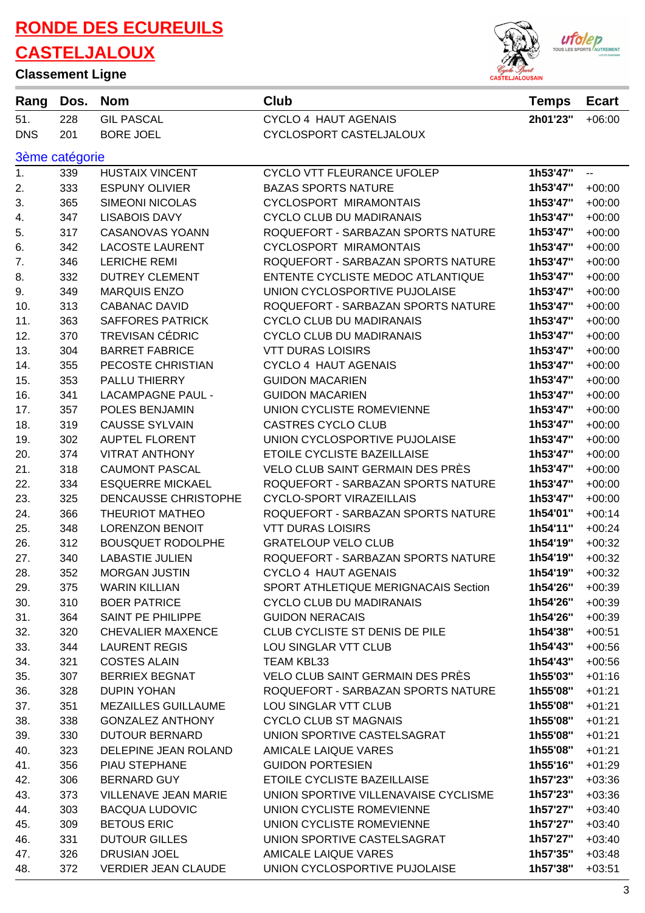# RONDE DES ECUREUILS
# CASTELJALOUX

### Classement Ligne

| Rang | Dos. | Nom | Club | Temps | Ecart |
|---|---|---|---|---|---|
| 51. | 228 | GIL PASCAL | CYCLO 4 HAUT AGENAIS | 2h01'23'' | +06:00 |
| DNS | 201 | BORE JOEL | CYCLOSPORT CASTELJALOUX | | |

**3ème catégorie**

| Rang | Dos. | Nom | Club | Temps | Ecart |
|---|---|---|---|---|---|
| 1. | 339 | HUSTAIX VINCENT | CYCLO VTT FLEURANCE UFOLEP | 1h53'47'' | -- |
| 2. | 333 | ESPUNY OLIVIER | BAZAS SPORTS NATURE | 1h53'47'' | +00:00 |
| 3. | 365 | SIMEONI NICOLAS | CYCLOSPORT MIRAMONTAIS | 1h53'47'' | +00:00 |
| 4. | 347 | LISABOIS DAVY | CYCLO CLUB DU MADIRANAIS | 1h53'47'' | +00:00 |
| 5. | 317 | CASANOVAS YOANN | ROQUEFORT - SARBAZAN SPORTS NATURE | 1h53'47'' | +00:00 |
| 6. | 342 | LACOSTE LAURENT | CYCLOSPORT MIRAMONTAIS | 1h53'47'' | +00:00 |
| 7. | 346 | LERICHE REMI | ROQUEFORT - SARBAZAN SPORTS NATURE | 1h53'47'' | +00:00 |
| 8. | 332 | DUTREY CLEMENT | ENTENTE CYCLISTE MEDOC ATLANTIQUE | 1h53'47'' | +00:00 |
| 9. | 349 | MARQUIS ENZO | UNION CYCLOSPORTIVE PUJOLAISE | 1h53'47'' | +00:00 |
| 10. | 313 | CABANAC DAVID | ROQUEFORT - SARBAZAN SPORTS NATURE | 1h53'47'' | +00:00 |
| 11. | 363 | SAFFORES PATRICK | CYCLO CLUB DU MADIRANAIS | 1h53'47'' | +00:00 |
| 12. | 370 | TREVISAN CÉDRIC | CYCLO CLUB DU MADIRANAIS | 1h53'47'' | +00:00 |
| 13. | 304 | BARRET FABRICE | VTT DURAS LOISIRS | 1h53'47'' | +00:00 |
| 14. | 355 | PECOSTE CHRISTIAN | CYCLO 4 HAUT AGENAIS | 1h53'47'' | +00:00 |
| 15. | 353 | PALLU THIERRY | GUIDON MACARIEN | 1h53'47'' | +00:00 |
| 16. | 341 | LACAMPAGNE PAUL - | GUIDON MACARIEN | 1h53'47'' | +00:00 |
| 17. | 357 | POLES BENJAMIN | UNION CYCLISTE ROMEVIENNE | 1h53'47'' | +00:00 |
| 18. | 319 | CAUSSE SYLVAIN | CASTRES CYCLO CLUB | 1h53'47'' | +00:00 |
| 19. | 302 | AUPTEL FLORENT | UNION CYCLOSPORTIVE PUJOLAISE | 1h53'47'' | +00:00 |
| 20. | 374 | VITRAT ANTHONY | ETOILE CYCLISTE BAZEILLAISE | 1h53'47'' | +00:00 |
| 21. | 318 | CAUMONT PASCAL | VELO CLUB SAINT GERMAIN DES PRÈS | 1h53'47'' | +00:00 |
| 22. | 334 | ESQUERRE MICKAEL | ROQUEFORT - SARBAZAN SPORTS NATURE | 1h53'47'' | +00:00 |
| 23. | 325 | DENCAUSSE CHRISTOPHE | CYCLO-SPORT VIRAZEILLAIS | 1h53'47'' | +00:00 |
| 24. | 366 | THEURIOT MATHEO | ROQUEFORT - SARBAZAN SPORTS NATURE | 1h54'01'' | +00:14 |
| 25. | 348 | LORENZON BENOIT | VTT DURAS LOISIRS | 1h54'11'' | +00:24 |
| 26. | 312 | BOUSQUET RODOLPHE | GRATELOUP VELO CLUB | 1h54'19'' | +00:32 |
| 27. | 340 | LABASTIE JULIEN | ROQUEFORT - SARBAZAN SPORTS NATURE | 1h54'19'' | +00:32 |
| 28. | 352 | MORGAN JUSTIN | CYCLO 4 HAUT AGENAIS | 1h54'19'' | +00:32 |
| 29. | 375 | WARIN KILLIAN | SPORT ATHLETIQUE MERIGNACAIS Section | 1h54'26'' | +00:39 |
| 30. | 310 | BOER PATRICE | CYCLO CLUB DU MADIRANAIS | 1h54'26'' | +00:39 |
| 31. | 364 | SAINT PE PHILIPPE | GUIDON NERACAIS | 1h54'26'' | +00:39 |
| 32. | 320 | CHEVALIER MAXENCE | CLUB CYCLISTE ST DENIS DE PILE | 1h54'38'' | +00:51 |
| 33. | 344 | LAURENT REGIS | LOU SINGLAR VTT CLUB | 1h54'43'' | +00:56 |
| 34. | 321 | COSTES ALAIN | TEAM KBL33 | 1h54'43'' | +00:56 |
| 35. | 307 | BERRIEX BEGNAT | VELO CLUB SAINT GERMAIN DES PRÈS | 1h55'03'' | +01:16 |
| 36. | 328 | DUPIN YOHAN | ROQUEFORT - SARBAZAN SPORTS NATURE | 1h55'08'' | +01:21 |
| 37. | 351 | MEZAILLES GUILLAUME | LOU SINGLAR VTT CLUB | 1h55'08'' | +01:21 |
| 38. | 338 | GONZALEZ ANTHONY | CYCLO CLUB ST MAGNAIS | 1h55'08'' | +01:21 |
| 39. | 330 | DUTOUR BERNARD | UNION SPORTIVE CASTELSAGRAT | 1h55'08'' | +01:21 |
| 40. | 323 | DELEPINE JEAN ROLAND | AMICALE LAIQUE VARES | 1h55'08'' | +01:21 |
| 41. | 356 | PIAU STEPHANE | GUIDON PORTESIEN | 1h55'16'' | +01:29 |
| 42. | 306 | BERNARD GUY | ETOILE CYCLISTE BAZEILLAISE | 1h57'23'' | +03:36 |
| 43. | 373 | VILLENAVE JEAN MARIE | UNION SPORTIVE VILLENAVAISE CYCLISME | 1h57'23'' | +03:36 |
| 44. | 303 | BACQUA LUDOVIC | UNION CYCLISTE ROMEVIENNE | 1h57'27'' | +03:40 |
| 45. | 309 | BETOUS ERIC | UNION CYCLISTE ROMEVIENNE | 1h57'27'' | +03:40 |
| 46. | 331 | DUTOUR GILLES | UNION SPORTIVE CASTELSAGRAT | 1h57'27'' | +03:40 |
| 47. | 326 | DRUSIAN JOEL | AMICALE LAIQUE VARES | 1h57'35'' | +03:48 |
| 48. | 372 | VERDIER JEAN CLAUDE | UNION CYCLOSPORTIVE PUJOLAISE | 1h57'38'' | +03:51 |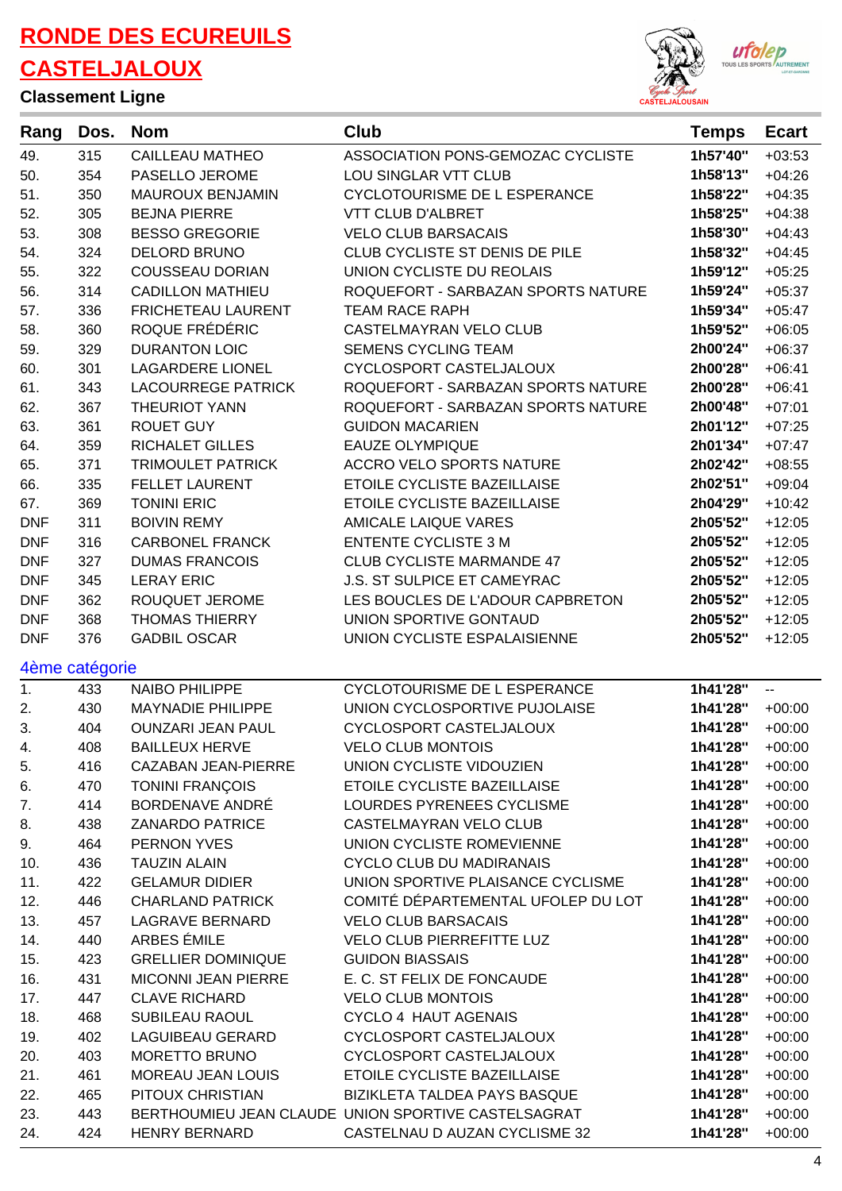# RONDE DES ECUREUILS CASTELJALOUX

### Classement Ligne

| Rang | Dos. | Nom | Club | Temps | Ecart |
|---|---|---|---|---|---|
| 49. | 315 | CAILLEAU MATHEO | ASSOCIATION PONS-GEMOZAC CYCLISTE | 1h57'40" | +03:53 |
| 50. | 354 | PASELLO JEROME | LOU SINGLAR VTT CLUB | 1h58'13" | +04:26 |
| 51. | 350 | MAUROUX BENJAMIN | CYCLOTOURISME DE L ESPERANCE | 1h58'22" | +04:35 |
| 52. | 305 | BEJNA PIERRE | VTT CLUB D'ALBRET | 1h58'25" | +04:38 |
| 53. | 308 | BESSO GREGORIE | VELO CLUB BARSACAIS | 1h58'30" | +04:43 |
| 54. | 324 | DELORD BRUNO | CLUB CYCLISTE ST DENIS DE PILE | 1h58'32" | +04:45 |
| 55. | 322 | COUSSEAU DORIAN | UNION CYCLISTE DU REOLAIS | 1h59'12" | +05:25 |
| 56. | 314 | CADILLON MATHIEU | ROQUEFORT - SARBAZAN SPORTS NATURE | 1h59'24" | +05:37 |
| 57. | 336 | FRICHETEAU LAURENT | TEAM RACE RAPH | 1h59'34" | +05:47 |
| 58. | 360 | ROQUE FRÉDÉRIC | CASTELMAYRAN VELO CLUB | 1h59'52" | +06:05 |
| 59. | 329 | DURANTON LOIC | SEMENS CYCLING TEAM | 2h00'24" | +06:37 |
| 60. | 301 | LAGARDERE LIONEL | CYCLOSPORT CASTELJALOUX | 2h00'28" | +06:41 |
| 61. | 343 | LACOURREGE PATRICK | ROQUEFORT - SARBAZAN SPORTS NATURE | 2h00'28" | +06:41 |
| 62. | 367 | THEURIOT YANN | ROQUEFORT - SARBAZAN SPORTS NATURE | 2h00'48" | +07:01 |
| 63. | 361 | ROUET GUY | GUIDON MACARIEN | 2h01'12" | +07:25 |
| 64. | 359 | RICHALET GILLES | EAUZE OLYMPIQUE | 2h01'34" | +07:47 |
| 65. | 371 | TRIMOULET PATRICK | ACCRO VELO SPORTS NATURE | 2h02'42" | +08:55 |
| 66. | 335 | FELLET LAURENT | ETOILE CYCLISTE BAZEILLAISE | 2h02'51" | +09:04 |
| 67. | 369 | TONINI ERIC | ETOILE CYCLISTE BAZEILLAISE | 2h04'29" | +10:42 |
| DNF | 311 | BOIVIN REMY | AMICALE LAIQUE VARES | 2h05'52" | +12:05 |
| DNF | 316 | CARBONEL FRANCK | ENTENTE CYCLISTE 3 M | 2h05'52" | +12:05 |
| DNF | 327 | DUMAS FRANCOIS | CLUB CYCLISTE MARMANDE 47 | 2h05'52" | +12:05 |
| DNF | 345 | LERAY ERIC | J.S. ST SULPICE ET CAMEYRAC | 2h05'52" | +12:05 |
| DNF | 362 | ROUQUET JEROME | LES BOUCLES DE L'ADOUR CAPBRETON | 2h05'52" | +12:05 |
| DNF | 368 | THOMAS THIERRY | UNION SPORTIVE GONTAUD | 2h05'52" | +12:05 |
| DNF | 376 | GADBIL OSCAR | UNION CYCLISTE ESPALAISIENNE | 2h05'52" | +12:05 |

### 4ème catégorie

| Rang | Dos. | Nom | Club | Temps | Ecart |
|---|---|---|---|---|---|
| 1. | 433 | NAIBO PHILIPPE | CYCLOTOURISME DE L ESPERANCE | 1h41'28" | -- |
| 2. | 430 | MAYNADIE PHILIPPE | UNION CYCLOSPORTIVE PUJOLAISE | 1h41'28" | +00:00 |
| 3. | 404 | OUNZARI JEAN PAUL | CYCLOSPORT CASTELJALOUX | 1h41'28" | +00:00 |
| 4. | 408 | BAILLEUX HERVE | VELO CLUB MONTOIS | 1h41'28" | +00:00 |
| 5. | 416 | CAZABAN JEAN-PIERRE | UNION CYCLISTE VIDOUZIEN | 1h41'28" | +00:00 |
| 6. | 470 | TONINI FRANÇOIS | ETOILE CYCLISTE BAZEILLAISE | 1h41'28" | +00:00 |
| 7. | 414 | BORDENAVE ANDRÉ | LOURDES PYRENEES CYCLISME | 1h41'28" | +00:00 |
| 8. | 438 | ZANARDO PATRICE | CASTELMAYRAN VELO CLUB | 1h41'28" | +00:00 |
| 9. | 464 | PERNON YVES | UNION CYCLISTE ROMEVIENNE | 1h41'28" | +00:00 |
| 10. | 436 | TAUZIN ALAIN | CYCLO CLUB DU MADIRANAIS | 1h41'28" | +00:00 |
| 11. | 422 | GELAMUR DIDIER | UNION SPORTIVE PLAISANCE CYCLISME | 1h41'28" | +00:00 |
| 12. | 446 | CHARLAND PATRICK | COMITÉ DÉPARTEMENTAL UFOLEP DU LOT | 1h41'28" | +00:00 |
| 13. | 457 | LAGRAVE BERNARD | VELO CLUB BARSACAIS | 1h41'28" | +00:00 |
| 14. | 440 | ARBES ÉMILE | VELO CLUB PIERREFITTE LUZ | 1h41'28" | +00:00 |
| 15. | 423 | GRELLIER DOMINIQUE | GUIDON BIASSAIS | 1h41'28" | +00:00 |
| 16. | 431 | MICONNI JEAN PIERRE | E. C. ST FELIX DE FONCAUDE | 1h41'28" | +00:00 |
| 17. | 447 | CLAVE RICHARD | VELO CLUB MONTOIS | 1h41'28" | +00:00 |
| 18. | 468 | SUBILEAU RAOUL | CYCLO 4 HAUT AGENAIS | 1h41'28" | +00:00 |
| 19. | 402 | LAGUIBEAU GERARD | CYCLOSPORT CASTELJALOUX | 1h41'28" | +00:00 |
| 20. | 403 | MORETTO BRUNO | CYCLOSPORT CASTELJALOUX | 1h41'28" | +00:00 |
| 21. | 461 | MOREAU JEAN LOUIS | ETOILE CYCLISTE BAZEILLAISE | 1h41'28" | +00:00 |
| 22. | 465 | PITOUX CHRISTIAN | BIZIKLETA TALDEA PAYS BASQUE | 1h41'28" | +00:00 |
| 23. | 443 | BERTHOUMIEU JEAN CLAUDE | UNION SPORTIVE CASTELSAGRAT | 1h41'28" | +00:00 |
| 24. | 424 | HENRY BERNARD | CASTELNAU D AUZAN CYCLISME 32 | 1h41'28" | +00:00 |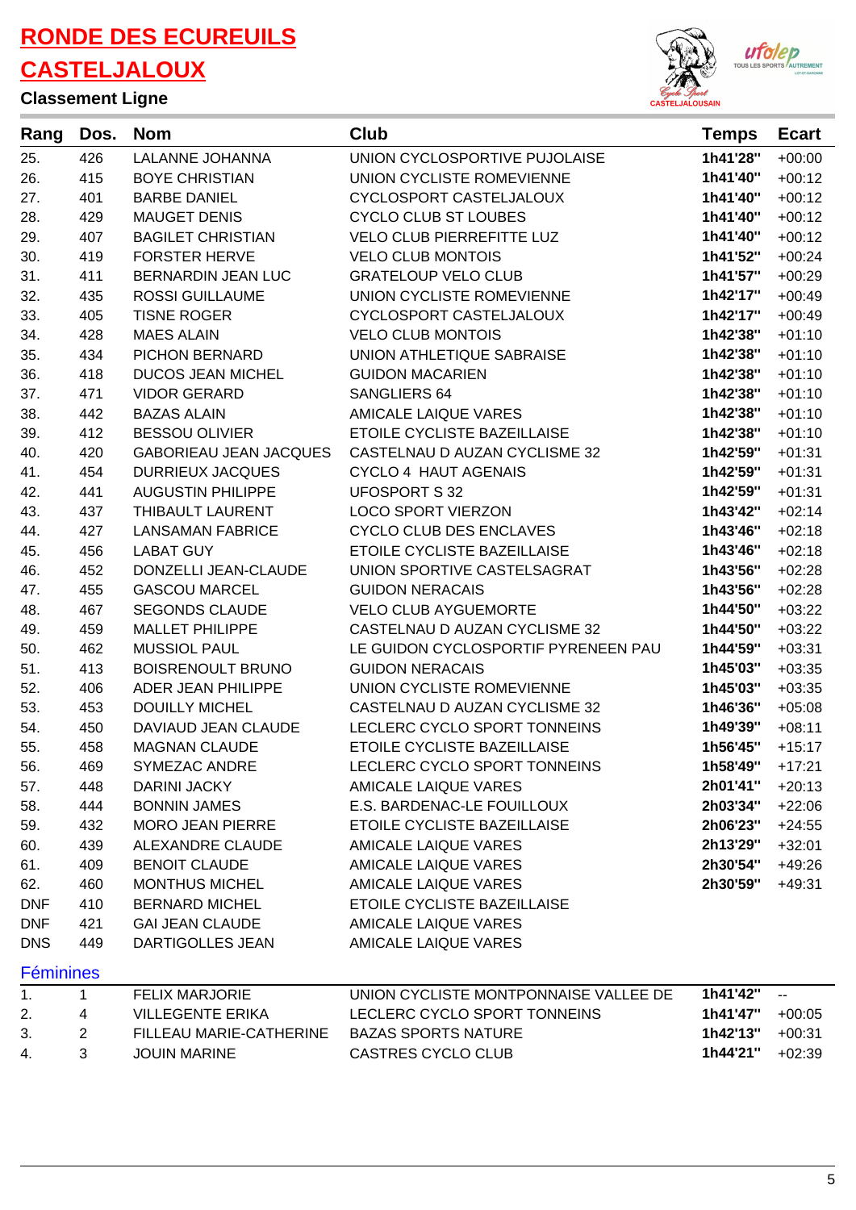# RONDE DES ECUREUILS

# CASTELJALOUX

### Classement Ligne

| Rang | Dos. | Nom | Club | Temps | Ecart |
|---|---|---|---|---|---|
| 25. | 426 | LALANNE JOHANNA | UNION CYCLOSPORTIVE PUJOLAISE | **1h41'28"** | +00:00 |
| 26. | 415 | BOYE CHRISTIAN | UNION CYCLISTE ROMEVIENNE | **1h41'40"** | +00:12 |
| 27. | 401 | BARBE DANIEL | CYCLOSPORT CASTELJALOUX | **1h41'40"** | +00:12 |
| 28. | 429 | MAUGET DENIS | CYCLO CLUB ST LOUBES | **1h41'40"** | +00:12 |
| 29. | 407 | BAGILET CHRISTIAN | VELO CLUB PIERREFITTE LUZ | **1h41'40"** | +00:12 |
| 30. | 419 | FORSTER HERVE | VELO CLUB MONTOIS | **1h41'52"** | +00:24 |
| 31. | 411 | BERNARDIN JEAN LUC | GRATELOUP VELO CLUB | **1h41'57"** | +00:29 |
| 32. | 435 | ROSSI GUILLAUME | UNION CYCLISTE ROMEVIENNE | **1h42'17"** | +00:49 |
| 33. | 405 | TISNE ROGER | CYCLOSPORT CASTELJALOUX | **1h42'17"** | +00:49 |
| 34. | 428 | MAES ALAIN | VELO CLUB MONTOIS | **1h42'38"** | +01:10 |
| 35. | 434 | PICHON BERNARD | UNION ATHLETIQUE SABRAISE | **1h42'38"** | +01:10 |
| 36. | 418 | DUCOS JEAN MICHEL | GUIDON MACARIEN | **1h42'38"** | +01:10 |
| 37. | 471 | VIDOR GERARD | SANGLIERS 64 | **1h42'38"** | +01:10 |
| 38. | 442 | BAZAS ALAIN | AMICALE LAIQUE VARES | **1h42'38"** | +01:10 |
| 39. | 412 | BESSOU OLIVIER | ETOILE CYCLISTE BAZEILLAISE | **1h42'38"** | +01:10 |
| 40. | 420 | GABORIEAU JEAN JACQUES | CASTELNAU D AUZAN CYCLISME 32 | **1h42'59"** | +01:31 |
| 41. | 454 | DURRIEUX JACQUES | CYCLO 4 HAUT AGENAIS | **1h42'59"** | +01:31 |
| 42. | 441 | AUGUSTIN PHILIPPE | UFOSPORT S 32 | **1h42'59"** | +01:31 |
| 43. | 437 | THIBAULT LAURENT | LOCO SPORT VIERZON | **1h43'42"** | +02:14 |
| 44. | 427 | LANSAMAN FABRICE | CYCLO CLUB DES ENCLAVES | **1h43'46"** | +02:18 |
| 45. | 456 | LABAT GUY | ETOILE CYCLISTE BAZEILLAISE | **1h43'46"** | +02:18 |
| 46. | 452 | DONZELLI JEAN-CLAUDE | UNION SPORTIVE CASTELSAGRAT | **1h43'56"** | +02:28 |
| 47. | 455 | GASCOU MARCEL | GUIDON NERACAIS | **1h43'56"** | +02:28 |
| 48. | 467 | SEGONDS CLAUDE | VELO CLUB AYGUEMORTE | **1h44'50"** | +03:22 |
| 49. | 459 | MALLET PHILIPPE | CASTELNAU D AUZAN CYCLISME 32 | **1h44'50"** | +03:22 |
| 50. | 462 | MUSSIOL PAUL | LE GUIDON CYCLOSPORTIF PYRENEEN PAU | **1h44'59"** | +03:31 |
| 51. | 413 | BOISRENOULT BRUNO | GUIDON NERACAIS | **1h45'03"** | +03:35 |
| 52. | 406 | ADER JEAN PHILIPPE | UNION CYCLISTE ROMEVIENNE | **1h45'03"** | +03:35 |
| 53. | 453 | DOUILLY MICHEL | CASTELNAU D AUZAN CYCLISME 32 | **1h46'36"** | +05:08 |
| 54. | 450 | DAVIAUD JEAN CLAUDE | LECLERC CYCLO SPORT TONNEINS | **1h49'39"** | +08:11 |
| 55. | 458 | MAGNAN CLAUDE | ETOILE CYCLISTE BAZEILLAISE | **1h56'45"** | +15:17 |
| 56. | 469 | SYMEZAC ANDRE | LECLERC CYCLO SPORT TONNEINS | **1h58'49"** | +17:21 |
| 57. | 448 | DARINI JACKY | AMICALE LAIQUE VARES | **2h01'41"** | +20:13 |
| 58. | 444 | BONNIN JAMES | E.S. BARDENAC-LE FOUILLOUX | **2h03'34"** | +22:06 |
| 59. | 432 | MORO JEAN PIERRE | ETOILE CYCLISTE BAZEILLAISE | **2h06'23"** | +24:55 |
| 60. | 439 | ALEXANDRE CLAUDE | AMICALE LAIQUE VARES | **2h13'29"** | +32:01 |
| 61. | 409 | BENOIT CLAUDE | AMICALE LAIQUE VARES | **2h30'54"** | +49:26 |
| 62. | 460 | MONTHUS MICHEL | AMICALE LAIQUE VARES | **2h30'59"** | +49:31 |
| DNF | 410 | BERNARD MICHEL | ETOILE CYCLISTE BAZEILLAISE | | |
| DNF | 421 | GAI JEAN CLAUDE | AMICALE LAIQUE VARES | | |
| DNS | 449 | DARTIGOLLES JEAN | AMICALE LAIQUE VARES | | |

### Féminines

| | | | | | |
|---|---|---|---|---|---|
| 1. | 1 | FELIX MARJORIE | UNION CYCLISTE MONTPONNAISE VALLEE DE | **1h41'42"** | -- |
| 2. | 4 | VILLEGENTE ERIKA | LECLERC CYCLO SPORT TONNEINS | **1h41'47"** | +00:05 |
| 3. | 2 | FILLEAU MARIE-CATHERINE | BAZAS SPORTS NATURE | **1h42'13"** | +00:31 |
| 4. | 3 | JOUIN MARINE | CASTRES CYCLO CLUB | **1h44'21"** | +02:39 |